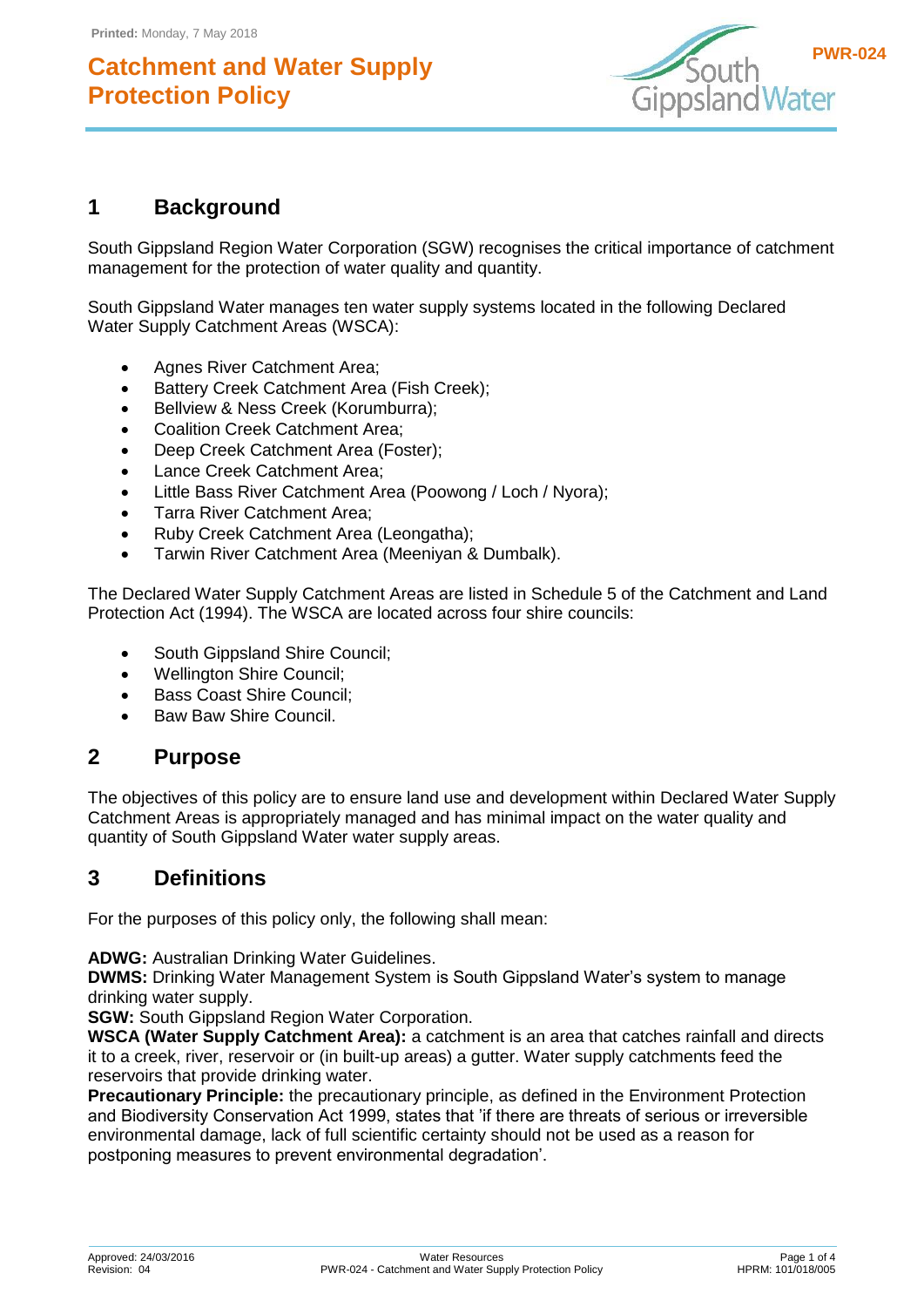# Catchment and Water Supply Protection Policy

PWR-024

## 1 Background

South Gippsland Region Water Corporation (SGW) recognises the critical importance of catchment management for the protection of water quality and quantity.

South Gippsland Water manages ten water supply systems located in the following Declared Water Supply Catchment Areas (WSCA):

- Agnes River Catchment Area;
- Battery Creek Catchment Area (Fish Creek);
- Bellview & Ness Creek (Korumburra);
- Coalition Creek Catchment Area;
- Deep Creek Catchment Area (Foster);
- Lance Creek Catchment Area;
- Little Bass River Catchment Area (Poowong / Loch / Nyora);
- Tarra River Catchment Area;
- Ruby Creek Catchment Area (Leongatha);
- Tarwin River Catchment Area (Meeniyan & Dumbalk).

The Declared Water Supply Catchment Areas are listed in Schedule 5 of the Catchment and Land Protection Act (1994). The WSCA are located across four shire councils:

- South Gippsland Shire Council;
- Wellington Shire Council;
- Bass Coast Shire Council;
- Baw Baw Shire Council.

## 2 Purpose

The objectives of this policy are to ensure land use and development within Declared Water Supply Catchment Areas is appropriately managed and has minimal impact on the water quality and quantity of South Gippsland Water water supply areas.

## 3 Definitions

For the purposes of this policy only, the following shall mean:

**ADWG:** Australian Drinking Water Guidelines.
**DWMS:** Drinking Water Management System is South Gippsland Water's system to manage drinking water supply.
**SGW:** South Gippsland Region Water Corporation.
**WSCA (Water Supply Catchment Area):** a catchment is an area that catches rainfall and directs it to a creek, river, reservoir or (in built-up areas) a gutter. Water supply catchments feed the reservoirs that provide drinking water.
**Precautionary Principle:** the precautionary principle, as defined in the Environment Protection and Biodiversity Conservation Act 1999, states that 'if there are threats of serious or irreversible environmental damage, lack of full scientific certainty should not be used as a reason for postponing measures to prevent environmental degradation'.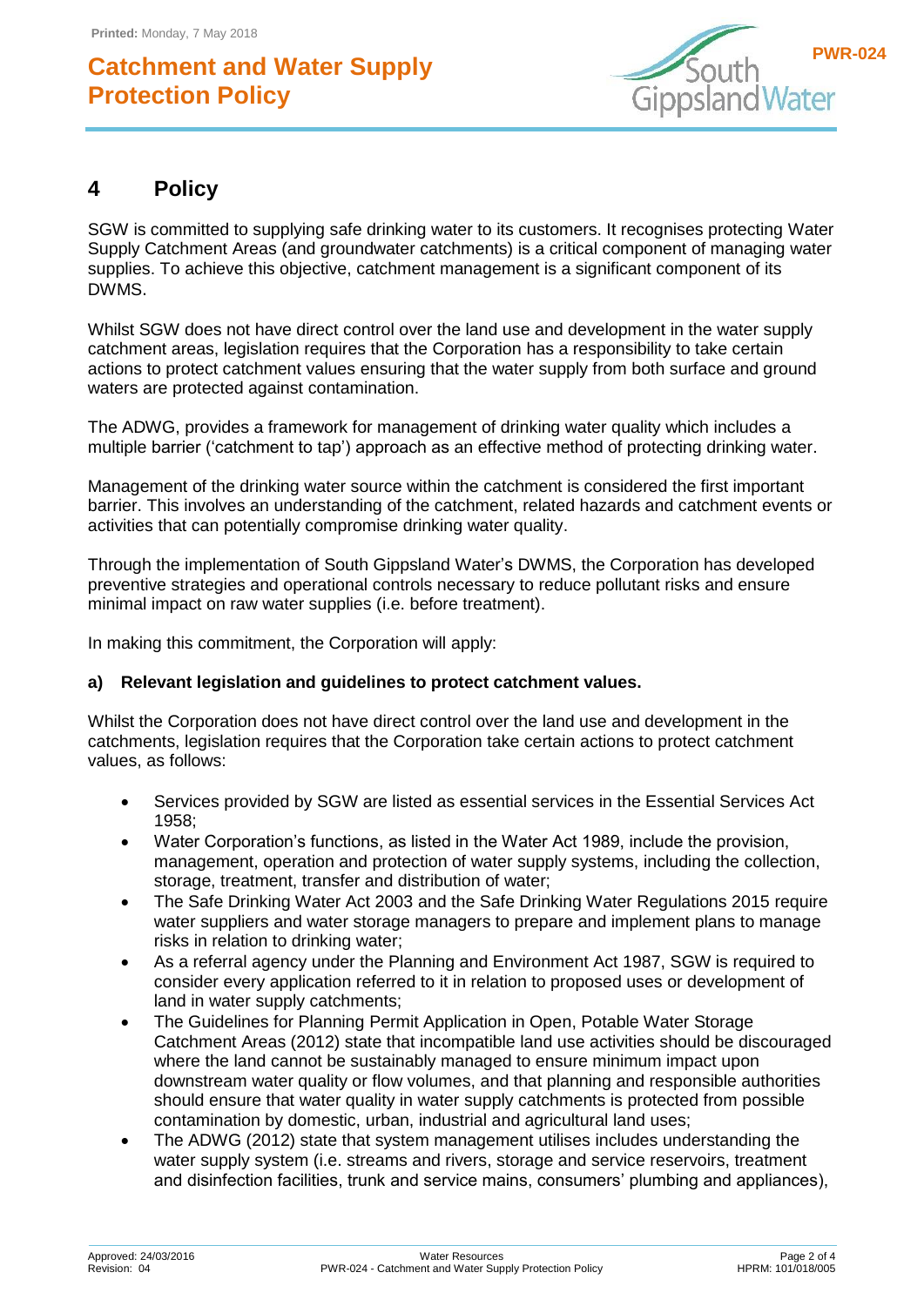# 4 Policy

SGW is committed to supplying safe drinking water to its customers. It recognises protecting Water Supply Catchment Areas (and groundwater catchments) is a critical component of managing water supplies. To achieve this objective, catchment management is a significant component of its DWMS.

Whilst SGW does not have direct control over the land use and development in the water supply catchment areas, legislation requires that the Corporation has a responsibility to take certain actions to protect catchment values ensuring that the water supply from both surface and ground waters are protected against contamination.

The ADWG, provides a framework for management of drinking water quality which includes a multiple barrier ('catchment to tap') approach as an effective method of protecting drinking water.

Management of the drinking water source within the catchment is considered the first important barrier. This involves an understanding of the catchment, related hazards and catchment events or activities that can potentially compromise drinking water quality.

Through the implementation of South Gippsland Water's DWMS, the Corporation has developed preventive strategies and operational controls necessary to reduce pollutant risks and ensure minimal impact on raw water supplies (i.e. before treatment).

In making this commitment, the Corporation will apply:

**a) Relevant legislation and guidelines to protect catchment values.**

Whilst the Corporation does not have direct control over the land use and development in the catchments, legislation requires that the Corporation take certain actions to protect catchment values, as follows:

- Services provided by SGW are listed as essential services in the Essential Services Act 1958;
- Water Corporation's functions, as listed in the Water Act 1989, include the provision, management, operation and protection of water supply systems, including the collection, storage, treatment, transfer and distribution of water;
- The Safe Drinking Water Act 2003 and the Safe Drinking Water Regulations 2015 require water suppliers and water storage managers to prepare and implement plans to manage risks in relation to drinking water;
- As a referral agency under the Planning and Environment Act 1987, SGW is required to consider every application referred to it in relation to proposed uses or development of land in water supply catchments;
- The Guidelines for Planning Permit Application in Open, Potable Water Storage Catchment Areas (2012) state that incompatible land use activities should be discouraged where the land cannot be sustainably managed to ensure minimum impact upon downstream water quality or flow volumes, and that planning and responsible authorities should ensure that water quality in water supply catchments is protected from possible contamination by domestic, urban, industrial and agricultural land uses;
- The ADWG (2012) state that system management utilises includes understanding the water supply system (i.e. streams and rivers, storage and service reservoirs, treatment and disinfection facilities, trunk and service mains, consumers' plumbing and appliances),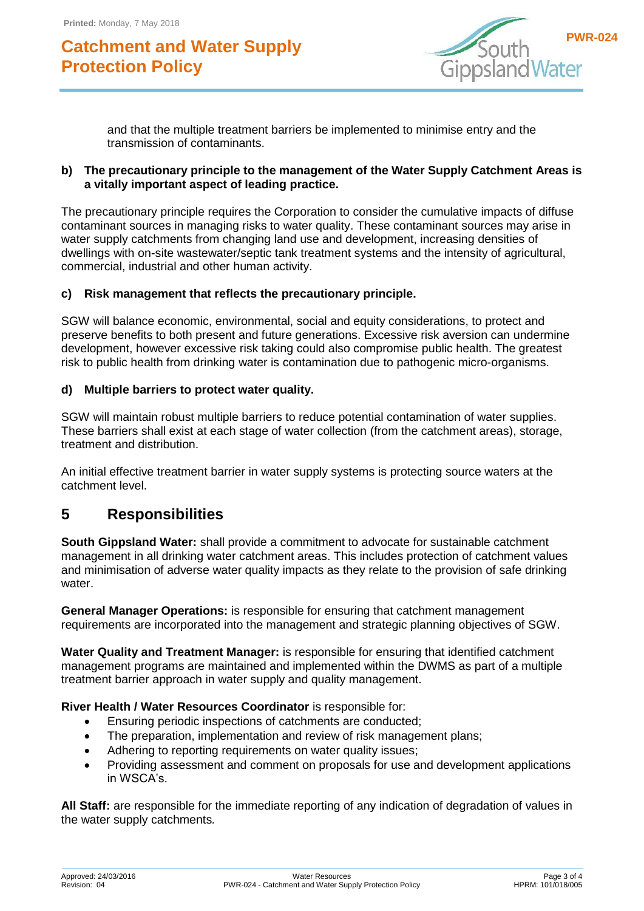and that the multiple treatment barriers be implemented to minimise entry and the transmission of contaminants.

**b) The precautionary principle to the management of the Water Supply Catchment Areas is a vitally important aspect of leading practice.**

The precautionary principle requires the Corporation to consider the cumulative impacts of diffuse contaminant sources in managing risks to water quality. These contaminant sources may arise in water supply catchments from changing land use and development, increasing densities of dwellings with on-site wastewater/septic tank treatment systems and the intensity of agricultural, commercial, industrial and other human activity.

**c) Risk management that reflects the precautionary principle.**

SGW will balance economic, environmental, social and equity considerations, to protect and preserve benefits to both present and future generations. Excessive risk aversion can undermine development, however excessive risk taking could also compromise public health. The greatest risk to public health from drinking water is contamination due to pathogenic micro-organisms.

**d) Multiple barriers to protect water quality.**

SGW will maintain robust multiple barriers to reduce potential contamination of water supplies. These barriers shall exist at each stage of water collection (from the catchment areas), storage, treatment and distribution.

An initial effective treatment barrier in water supply systems is protecting source waters at the catchment level.

# 5 Responsibilities

**South Gippsland Water:** shall provide a commitment to advocate for sustainable catchment management in all drinking water catchment areas. This includes protection of catchment values and minimisation of adverse water quality impacts as they relate to the provision of safe drinking water.

**General Manager Operations:** is responsible for ensuring that catchment management requirements are incorporated into the management and strategic planning objectives of SGW.

**Water Quality and Treatment Manager:** is responsible for ensuring that identified catchment management programs are maintained and implemented within the DWMS as part of a multiple treatment barrier approach in water supply and quality management.

**River Health / Water Resources Coordinator** is responsible for:

- Ensuring periodic inspections of catchments are conducted;
- The preparation, implementation and review of risk management plans;
- Adhering to reporting requirements on water quality issues;
- Providing assessment and comment on proposals for use and development applications in WSCA's.

**All Staff:** are responsible for the immediate reporting of any indication of degradation of values in the water supply catchments.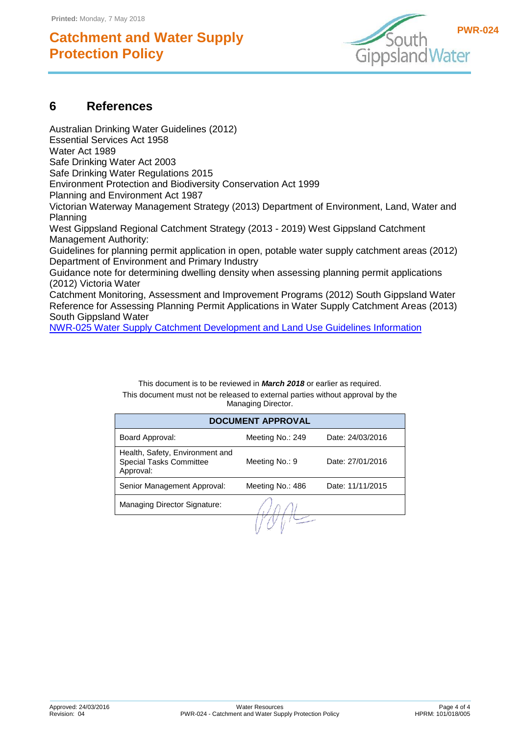## 6 References

Australian Drinking Water Guidelines (2012)
Essential Services Act 1958
Water Act 1989
Safe Drinking Water Act 2003
Safe Drinking Water Regulations 2015
Environment Protection and Biodiversity Conservation Act 1999
Planning and Environment Act 1987
Victorian Waterway Management Strategy (2013) Department of Environment, Land, Water and Planning
West Gippsland Regional Catchment Strategy (2013 - 2019) West Gippsland Catchment Management Authority:
Guidelines for planning permit application in open, potable water supply catchment areas (2012) Department of Environment and Primary Industry
Guidance note for determining dwelling density when assessing planning permit applications (2012) Victoria Water
Catchment Monitoring, Assessment and Improvement Programs (2012) South Gippsland Water
Reference for Assessing Planning Permit Applications in Water Supply Catchment Areas (2013) South Gippsland Water
NWR-025 Water Supply Catchment Development and Land Use Guidelines Information

This document is to be reviewed in ***March 2018*** or earlier as required.
This document must not be released to external parties without approval by the Managing Director.

| DOCUMENT APPROVAL | | |
|---|---|---|
| Board Approval: | Meeting No.: 249 | Date: 24/03/2016 |
| Health, Safety, Environment and Special Tasks Committee Approval: | Meeting No.: 9 | Date: 27/01/2016 |
| Senior Management Approval: | Meeting No.: 486 | Date: 11/11/2015 |
| Managing Director Signature: | | |